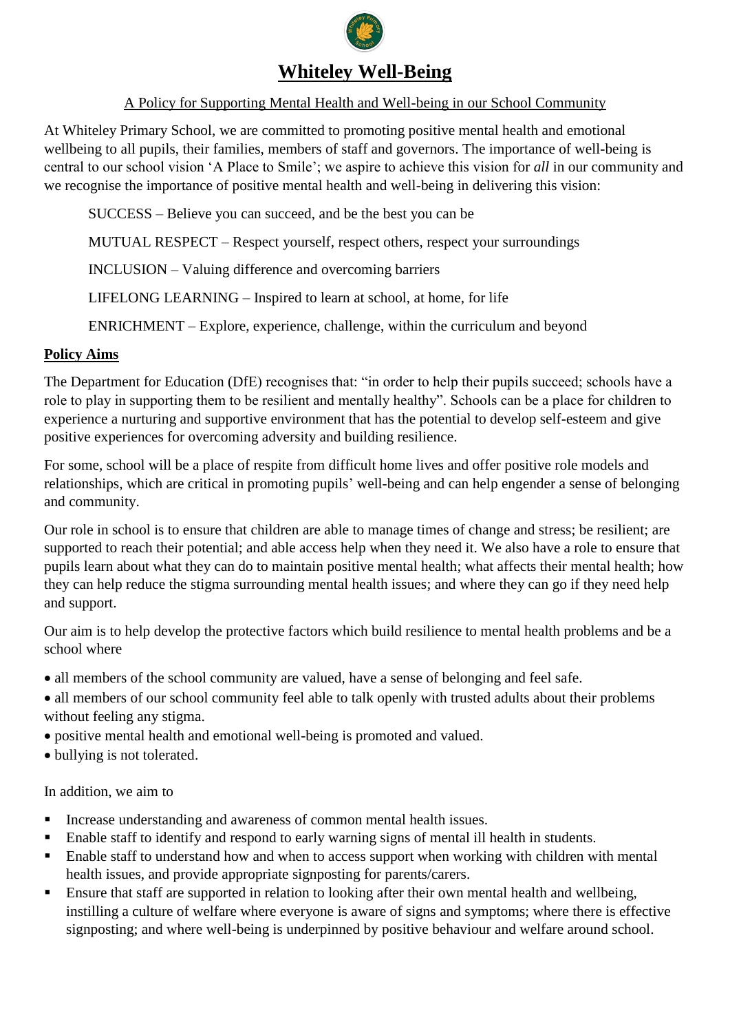# Whiteley Well-Being

A Policy for Supporting Mental Health and Well-being in our School Community

At Whiteley Primary School, we are committed to promoting positive mental health and emotional wellbeing to all pupils, their families, members of staff and governors. The importance of well-being is central to our school vision 'A Place to Smile'; we aspire to achieve this vision for *all* in our community and we recognise the importance of positive mental health and well-being in delivering this vision:

SUCCESS – Believe you can succeed, and be the best you can be

MUTUAL RESPECT – Respect yourself, respect others, respect your surroundings

INCLUSION – Valuing difference and overcoming barriers

LIFELONG LEARNING – Inspired to learn at school, at home, for life

ENRICHMENT – Explore, experience, challenge, within the curriculum and beyond

## Policy Aims

The Department for Education (DfE) recognises that: "in order to help their pupils succeed; schools have a role to play in supporting them to be resilient and mentally healthy". Schools can be a place for children to experience a nurturing and supportive environment that has the potential to develop self-esteem and give positive experiences for overcoming adversity and building resilience.

For some, school will be a place of respite from difficult home lives and offer positive role models and relationships, which are critical in promoting pupils' well-being and can help engender a sense of belonging and community.

Our role in school is to ensure that children are able to manage times of change and stress; be resilient; are supported to reach their potential; and able access help when they need it. We also have a role to ensure that pupils learn about what they can do to maintain positive mental health; what affects their mental health; how they can help reduce the stigma surrounding mental health issues; and where they can go if they need help and support.

Our aim is to help develop the protective factors which build resilience to mental health problems and be a school where

- all members of the school community are valued, have a sense of belonging and feel safe.
- all members of our school community feel able to talk openly with trusted adults about their problems without feeling any stigma.
- positive mental health and emotional well-being is promoted and valued.
- bullying is not tolerated.

In addition, we aim to

- Increase understanding and awareness of common mental health issues.
- Enable staff to identify and respond to early warning signs of mental ill health in students.
- Enable staff to understand how and when to access support when working with children with mental health issues, and provide appropriate signposting for parents/carers.
- Ensure that staff are supported in relation to looking after their own mental health and wellbeing, instilling a culture of welfare where everyone is aware of signs and symptoms; where there is effective signposting; and where well-being is underpinned by positive behaviour and welfare around school.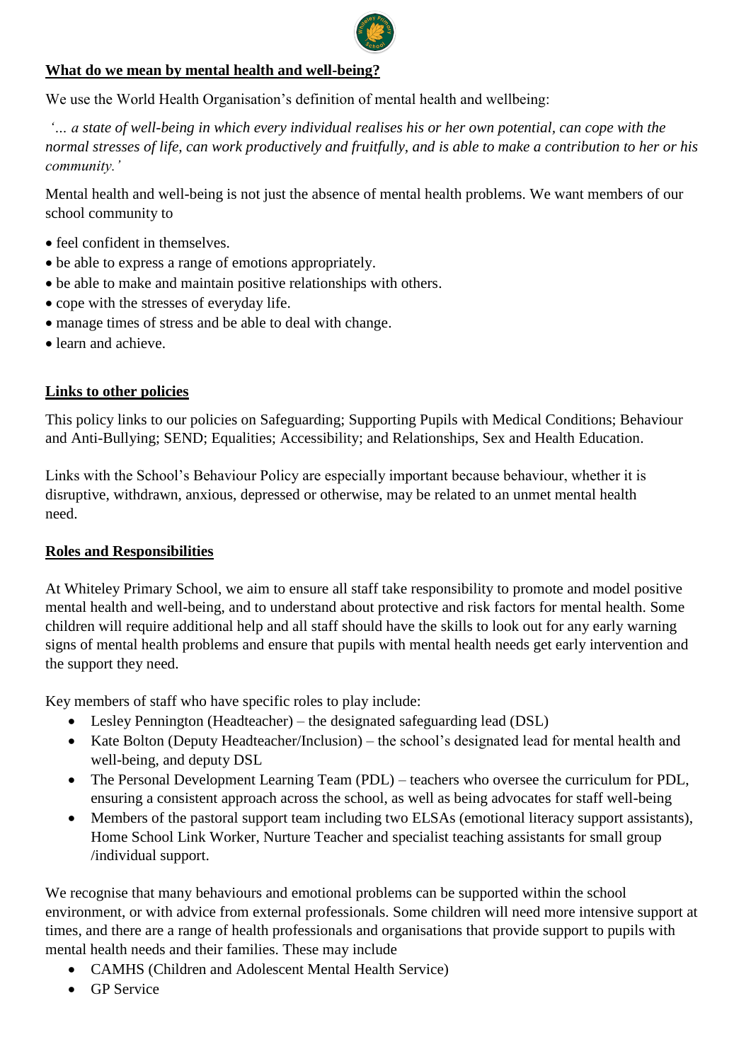## **What do we mean by mental health and well-being?**

We use the World Health Organisation's definition of mental health and wellbeing:

*'... a state of well-being in which every individual realises his or her own potential, can cope with the normal stresses of life, can work productively and fruitfully, and is able to make a contribution to her or his community.'*

Mental health and well-being is not just the absence of mental health problems. We want members of our school community to

- feel confident in themselves.
- be able to express a range of emotions appropriately.
- be able to make and maintain positive relationships with others.
- cope with the stresses of everyday life.
- manage times of stress and be able to deal with change.
- learn and achieve.

## **Links to other policies**

This policy links to our policies on Safeguarding; Supporting Pupils with Medical Conditions; Behaviour and Anti-Bullying; SEND; Equalities; Accessibility; and Relationships, Sex and Health Education.

Links with the School's Behaviour Policy are especially important because behaviour, whether it is disruptive, withdrawn, anxious, depressed or otherwise, may be related to an unmet mental health need.

## **Roles and Responsibilities**

At Whiteley Primary School, we aim to ensure all staff take responsibility to promote and model positive mental health and well-being, and to understand about protective and risk factors for mental health. Some children will require additional help and all staff should have the skills to look out for any early warning signs of mental health problems and ensure that pupils with mental health needs get early intervention and the support they need.

Key members of staff who have specific roles to play include:

- Lesley Pennington (Headteacher) – the designated safeguarding lead (DSL)
- Kate Bolton (Deputy Headteacher/Inclusion) – the school's designated lead for mental health and well-being, and deputy DSL
- The Personal Development Learning Team (PDL) – teachers who oversee the curriculum for PDL, ensuring a consistent approach across the school, as well as being advocates for staff well-being
- Members of the pastoral support team including two ELSAs (emotional literacy support assistants), Home School Link Worker, Nurture Teacher and specialist teaching assistants for small group /individual support.

We recognise that many behaviours and emotional problems can be supported within the school environment, or with advice from external professionals. Some children will need more intensive support at times, and there are a range of health professionals and organisations that provide support to pupils with mental health needs and their families. These may include

- CAMHS (Children and Adolescent Mental Health Service)
- GP Service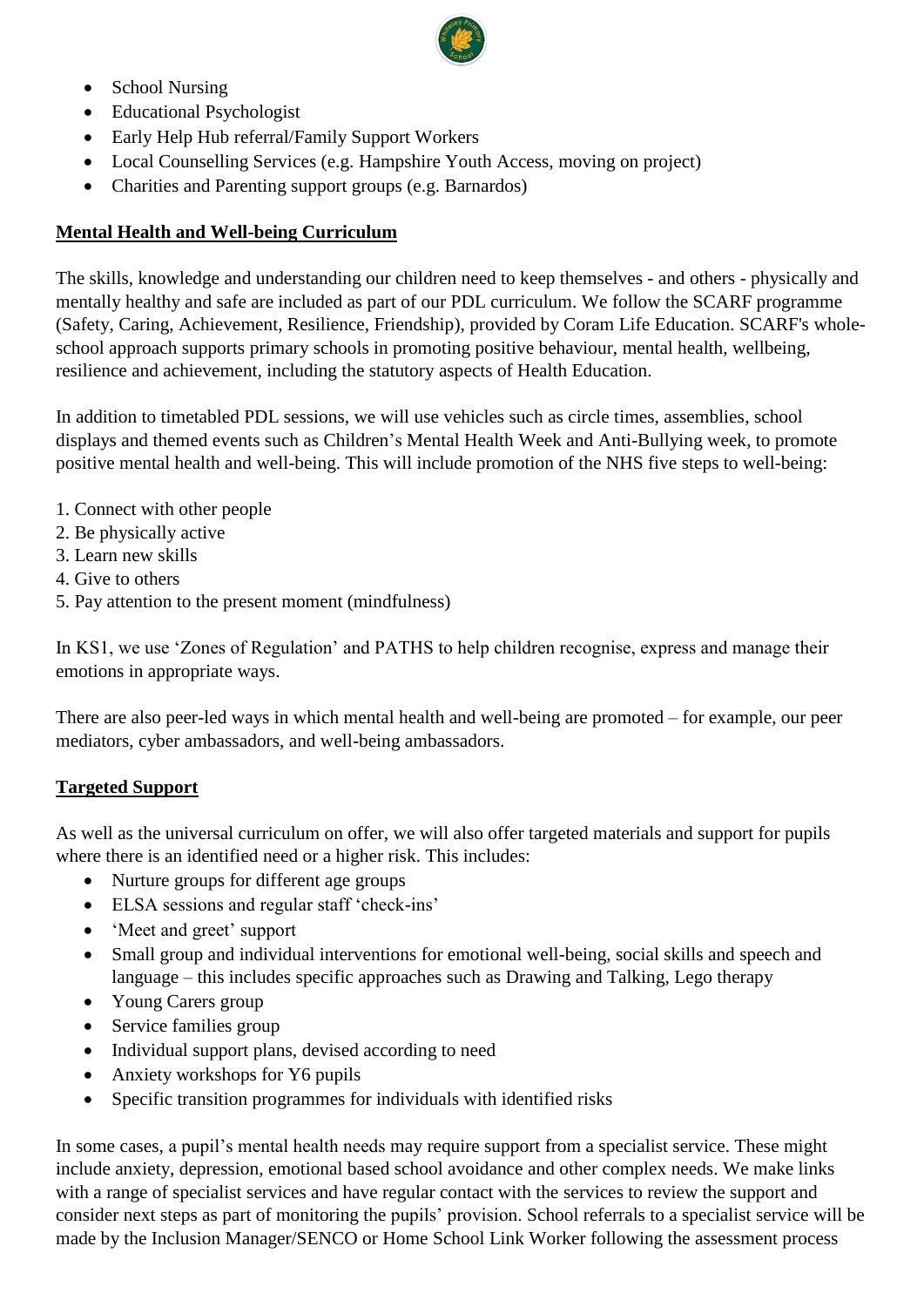- School Nursing
- Educational Psychologist
- Early Help Hub referral/Family Support Workers
- Local Counselling Services (e.g. Hampshire Youth Access, moving on project)
- Charities and Parenting support groups (e.g. Barnardos)

## Mental Health and Well-being Curriculum

The skills, knowledge and understanding our children need to keep themselves - and others - physically and mentally healthy and safe are included as part of our PDL curriculum. We follow the SCARF programme (Safety, Caring, Achievement, Resilience, Friendship), provided by Coram Life Education. SCARF's whole-school approach supports primary schools in promoting positive behaviour, mental health, wellbeing, resilience and achievement, including the statutory aspects of Health Education.

In addition to timetabled PDL sessions, we will use vehicles such as circle times, assemblies, school displays and themed events such as Children's Mental Health Week and Anti-Bullying week, to promote positive mental health and well-being. This will include promotion of the NHS five steps to well-being:

1. Connect with other people
2. Be physically active
3. Learn new skills
4. Give to others
5. Pay attention to the present moment (mindfulness)

In KS1, we use 'Zones of Regulation' and PATHS to help children recognise, express and manage their emotions in appropriate ways.

There are also peer-led ways in which mental health and well-being are promoted – for example, our peer mediators, cyber ambassadors, and well-being ambassadors.

## Targeted Support

As well as the universal curriculum on offer, we will also offer targeted materials and support for pupils where there is an identified need or a higher risk. This includes:

- Nurture groups for different age groups
- ELSA sessions and regular staff 'check-ins'
- 'Meet and greet' support
- Small group and individual interventions for emotional well-being, social skills and speech and language – this includes specific approaches such as Drawing and Talking, Lego therapy
- Young Carers group
- Service families group
- Individual support plans, devised according to need
- Anxiety workshops for Y6 pupils
- Specific transition programmes for individuals with identified risks

In some cases, a pupil's mental health needs may require support from a specialist service. These might include anxiety, depression, emotional based school avoidance and other complex needs. We make links with a range of specialist services and have regular contact with the services to review the support and consider next steps as part of monitoring the pupils' provision. School referrals to a specialist service will be made by the Inclusion Manager/SENCO or Home School Link Worker following the assessment process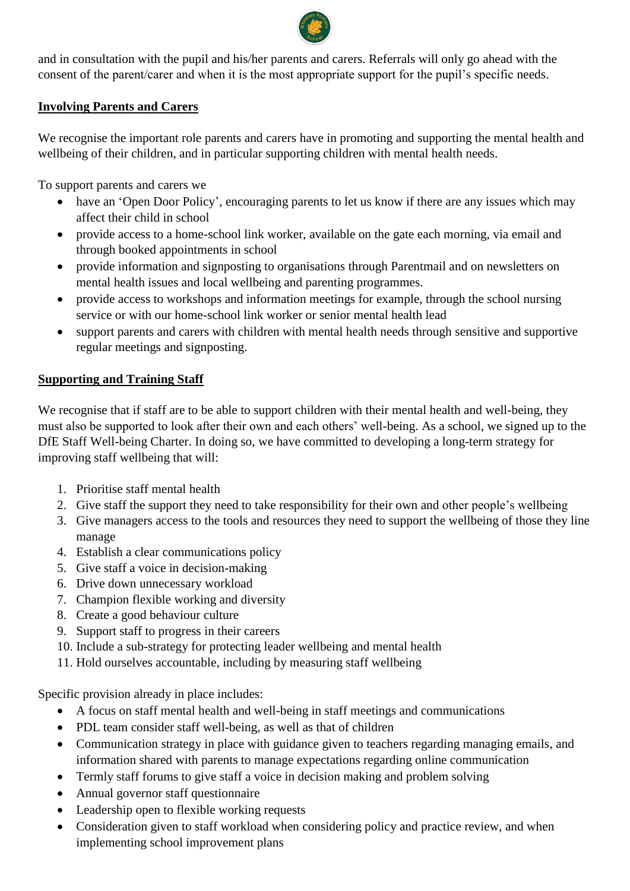and in consultation with the pupil and his/her parents and carers. Referrals will only go ahead with the consent of the parent/carer and when it is the most appropriate support for the pupil's specific needs.

**Involving Parents and Carers**

We recognise the important role parents and carers have in promoting and supporting the mental health and wellbeing of their children, and in particular supporting children with mental health needs.

To support parents and carers we

- have an 'Open Door Policy', encouraging parents to let us know if there are any issues which may affect their child in school
- provide access to a home-school link worker, available on the gate each morning, via email and through booked appointments in school
- provide information and signposting to organisations through Parentmail and on newsletters on mental health issues and local wellbeing and parenting programmes.
- provide access to workshops and information meetings for example, through the school nursing service or with our home-school link worker or senior mental health lead
- support parents and carers with children with mental health needs through sensitive and supportive regular meetings and signposting.

**Supporting and Training Staff**

We recognise that if staff are to be able to support children with their mental health and well-being, they must also be supported to look after their own and each others' well-being. As a school, we signed up to the DfE Staff Well-being Charter. In doing so, we have committed to developing a long-term strategy for improving staff wellbeing that will:

1. Prioritise staff mental health
2. Give staff the support they need to take responsibility for their own and other people's wellbeing
3. Give managers access to the tools and resources they need to support the wellbeing of those they line manage
4. Establish a clear communications policy
5. Give staff a voice in decision-making
6. Drive down unnecessary workload
7. Champion flexible working and diversity
8. Create a good behaviour culture
9. Support staff to progress in their careers
10. Include a sub-strategy for protecting leader wellbeing and mental health
11. Hold ourselves accountable, including by measuring staff wellbeing

Specific provision already in place includes:

- A focus on staff mental health and well-being in staff meetings and communications
- PDL team consider staff well-being, as well as that of children
- Communication strategy in place with guidance given to teachers regarding managing emails, and information shared with parents to manage expectations regarding online communication
- Termly staff forums to give staff a voice in decision making and problem solving
- Annual governor staff questionnaire
- Leadership open to flexible working requests
- Consideration given to staff workload when considering policy and practice review, and when implementing school improvement plans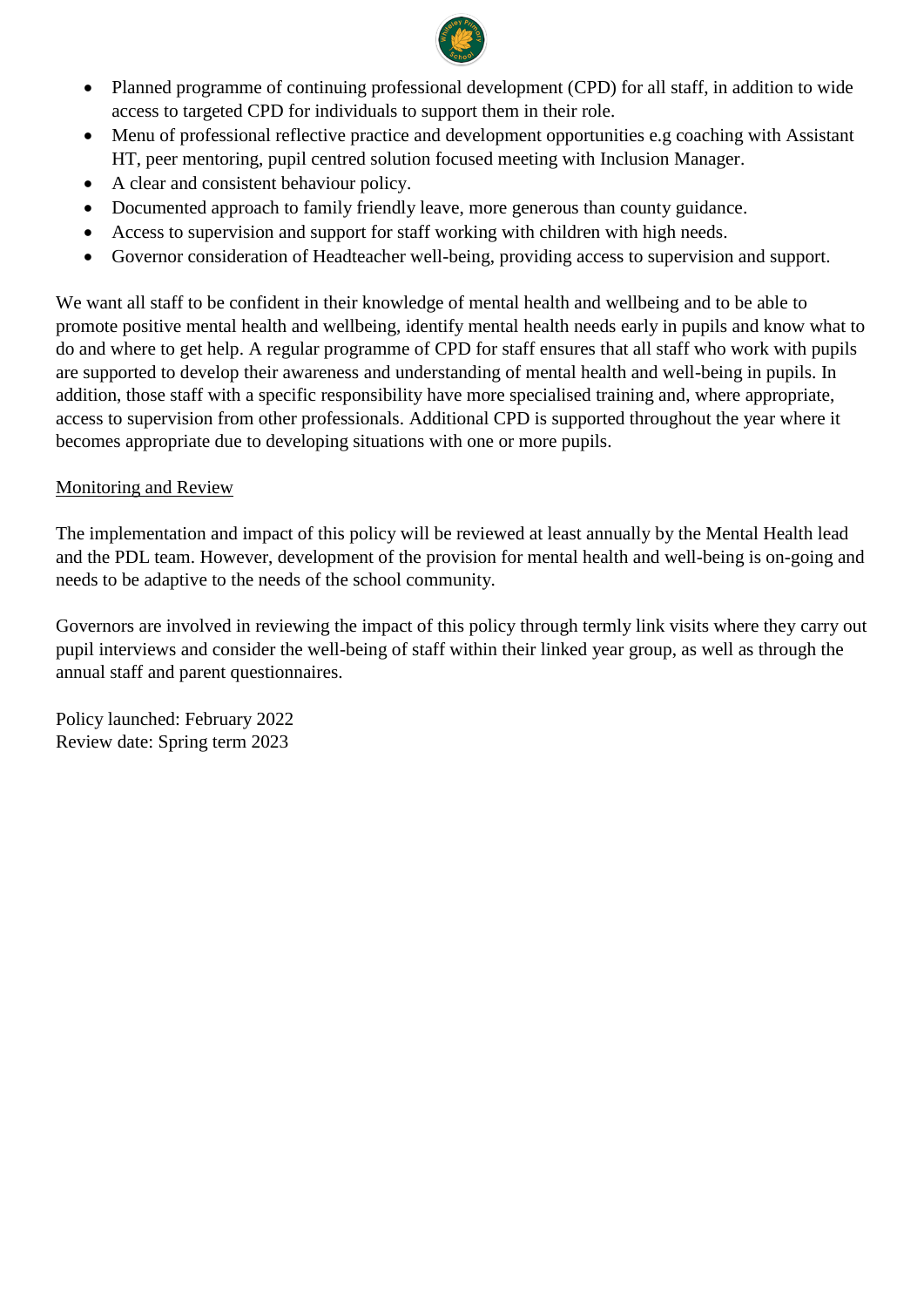- Planned programme of continuing professional development (CPD) for all staff, in addition to wide access to targeted CPD for individuals to support them in their role.
- Menu of professional reflective practice and development opportunities e.g coaching with Assistant HT, peer mentoring, pupil centred solution focused meeting with Inclusion Manager.
- A clear and consistent behaviour policy.
- Documented approach to family friendly leave, more generous than county guidance.
- Access to supervision and support for staff working with children with high needs.
- Governor consideration of Headteacher well-being, providing access to supervision and support.

We want all staff to be confident in their knowledge of mental health and wellbeing and to be able to promote positive mental health and wellbeing, identify mental health needs early in pupils and know what to do and where to get help. A regular programme of CPD for staff ensures that all staff who work with pupils are supported to develop their awareness and understanding of mental health and well-being in pupils. In addition, those staff with a specific responsibility have more specialised training and, where appropriate, access to supervision from other professionals. Additional CPD is supported throughout the year where it becomes appropriate due to developing situations with one or more pupils.

<u>Monitoring and Review</u>

The implementation and impact of this policy will be reviewed at least annually by the Mental Health lead and the PDL team. However, development of the provision for mental health and well-being is on-going and needs to be adaptive to the needs of the school community.

Governors are involved in reviewing the impact of this policy through termly link visits where they carry out pupil interviews and consider the well-being of staff within their linked year group, as well as through the annual staff and parent questionnaires.

Policy launched: February 2022
Review date: Spring term 2023